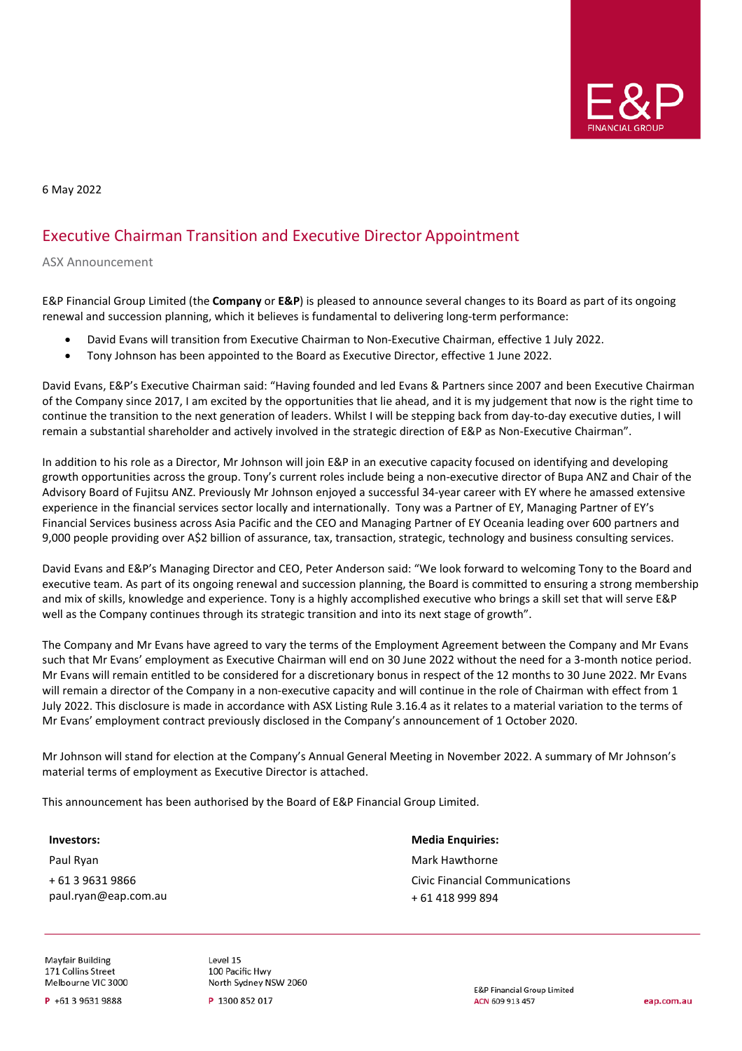6 May 2022

# Executive Chairman Transition and Executive Director Appointment

ASX Announcement

E&P Financial Group Limited (the **Company** or **E&P**) is pleased to announce several changes to its Board as part of its ongoing renewal and succession planning, which it believes is fundamental to delivering long-term performance:

- David Evans will transition from Executive Chairman to Non-Executive Chairman, effective 1 July 2022.
- Tony Johnson has been appointed to the Board as Executive Director, effective 1 June 2022.

David Evans, E&P's Executive Chairman said: "Having founded and led Evans & Partners since 2007 and been Executive Chairman of the Company since 2017, I am excited by the opportunities that lie ahead, and it is my judgement that now is the right time to continue the transition to the next generation of leaders. Whilst I will be stepping back from day-to-day executive duties, I will remain a substantial shareholder and actively involved in the strategic direction of E&P as Non-Executive Chairman".

In addition to his role as a Director, Mr Johnson will join E&P in an executive capacity focused on identifying and developing growth opportunities across the group. Tony's current roles include being a non-executive director of Bupa ANZ and Chair of the Advisory Board of Fujitsu ANZ. Previously Mr Johnson enjoyed a successful 34-year career with EY where he amassed extensive experience in the financial services sector locally and internationally. Tony was a Partner of EY, Managing Partner of EY's Financial Services business across Asia Pacific and the CEO and Managing Partner of EY Oceania leading over 600 partners and 9,000 people providing over A$2 billion of assurance, tax, transaction, strategic, technology and business consulting services.

David Evans and E&P's Managing Director and CEO, Peter Anderson said: "We look forward to welcoming Tony to the Board and executive team. As part of its ongoing renewal and succession planning, the Board is committed to ensuring a strong membership and mix of skills, knowledge and experience. Tony is a highly accomplished executive who brings a skill set that will serve E&P well as the Company continues through its strategic transition and into its next stage of growth".

The Company and Mr Evans have agreed to vary the terms of the Employment Agreement between the Company and Mr Evans such that Mr Evans' employment as Executive Chairman will end on 30 June 2022 without the need for a 3-month notice period. Mr Evans will remain entitled to be considered for a discretionary bonus in respect of the 12 months to 30 June 2022. Mr Evans will remain a director of the Company in a non-executive capacity and will continue in the role of Chairman with effect from 1 July 2022. This disclosure is made in accordance with ASX Listing Rule 3.16.4 as it relates to a material variation to the terms of Mr Evans' employment contract previously disclosed in the Company's announcement of 1 October 2020.

Mr Johnson will stand for election at the Company's Annual General Meeting in November 2022. A summary of Mr Johnson's material terms of employment as Executive Director is attached.

This announcement has been authorised by the Board of E&P Financial Group Limited.

**Investors:**

Paul Ryan

+ 61 3 9631 9866
paul.ryan@eap.com.au

**Media Enquiries:**

Mark Hawthorne

Civic Financial Communications

+ 61 418 999 894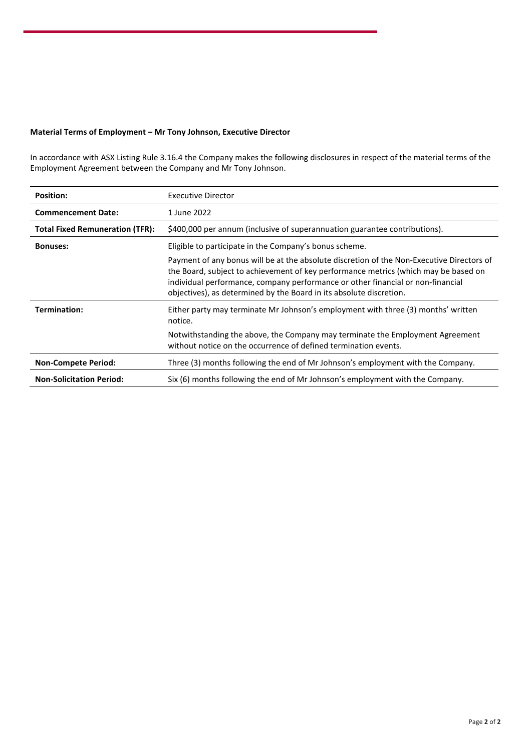**Material Terms of Employment – Mr Tony Johnson, Executive Director**

In accordance with ASX Listing Rule 3.16.4 the Company makes the following disclosures in respect of the material terms of the Employment Agreement between the Company and Mr Tony Johnson.

| | |
|---|---|
| **Position:** | Executive Director |
| **Commencement Date:** | 1 June 2022 |
| **Total Fixed Remuneration (TFR):** | $400,000 per annum (inclusive of superannuation guarantee contributions). |
| **Bonuses:** | Eligible to participate in the Company's bonus scheme.<br><br>Payment of any bonus will be at the absolute discretion of the Non-Executive Directors of the Board, subject to achievement of key performance metrics (which may be based on individual performance, company performance or other financial or non-financial objectives), as determined by the Board in its absolute discretion. |
| **Termination:** | Either party may terminate Mr Johnson's employment with three (3) months' written notice.<br><br>Notwithstanding the above, the Company may terminate the Employment Agreement without notice on the occurrence of defined termination events. |
| **Non-Compete Period:** | Three (3) months following the end of Mr Johnson's employment with the Company. |
| **Non-Solicitation Period:** | Six (6) months following the end of Mr Johnson's employment with the Company. |